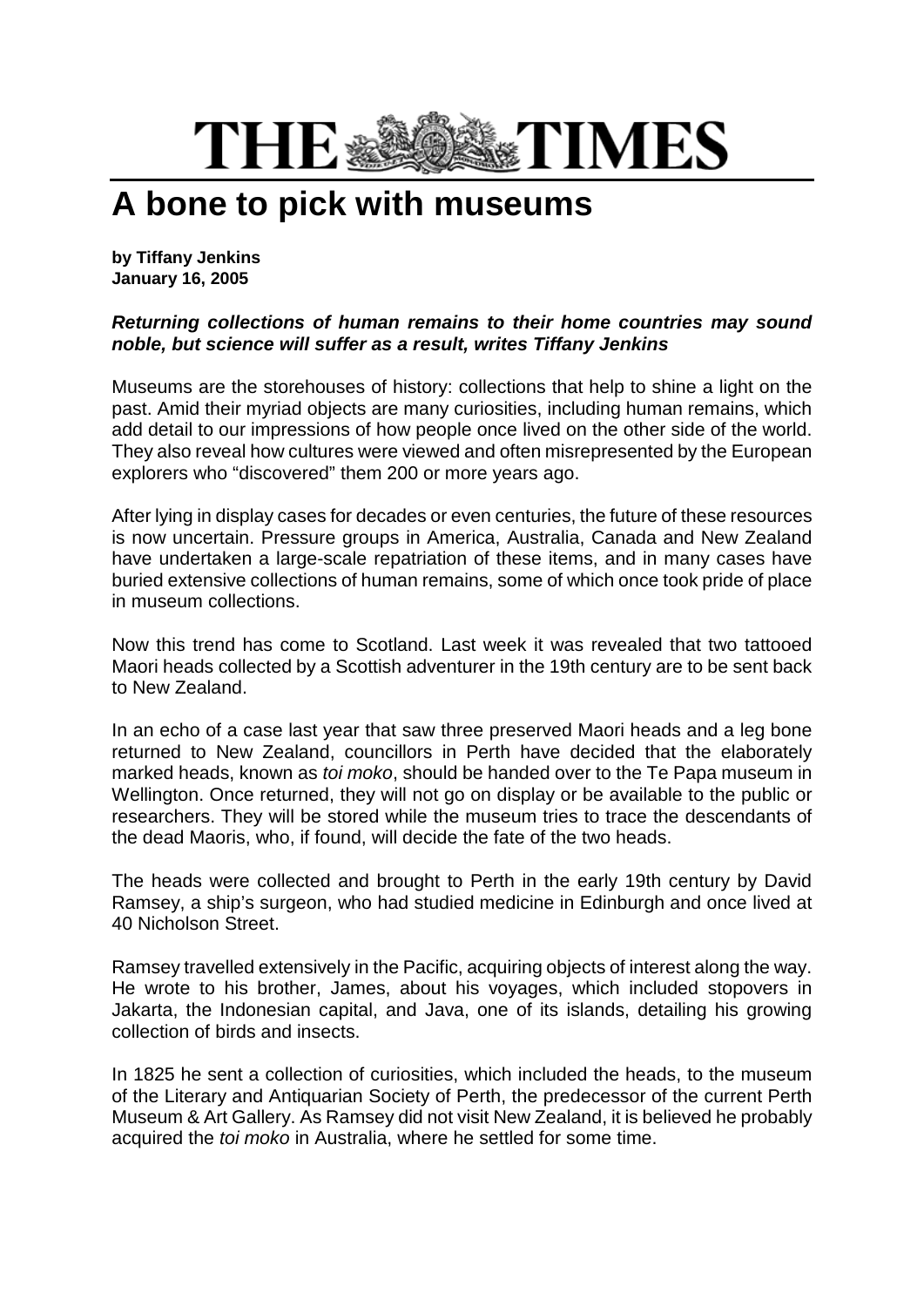# THE TIMES

# A bone to pick with museums

**by Tiffany Jenkins**
**January 16, 2005**

***Returning collections of human remains to their home countries may sound noble, but science will suffer as a result, writes Tiffany Jenkins***

Museums are the storehouses of history: collections that help to shine a light on the past. Amid their myriad objects are many curiosities, including human remains, which add detail to our impressions of how people once lived on the other side of the world. They also reveal how cultures were viewed and often misrepresented by the European explorers who "discovered" them 200 or more years ago.

After lying in display cases for decades or even centuries, the future of these resources is now uncertain. Pressure groups in America, Australia, Canada and New Zealand have undertaken a large-scale repatriation of these items, and in many cases have buried extensive collections of human remains, some of which once took pride of place in museum collections.

Now this trend has come to Scotland. Last week it was revealed that two tattooed Maori heads collected by a Scottish adventurer in the 19th century are to be sent back to New Zealand.

In an echo of a case last year that saw three preserved Maori heads and a leg bone returned to New Zealand, councillors in Perth have decided that the elaborately marked heads, known as *toi moko*, should be handed over to the Te Papa museum in Wellington. Once returned, they will not go on display or be available to the public or researchers. They will be stored while the museum tries to trace the descendants of the dead Maoris, who, if found, will decide the fate of the two heads.

The heads were collected and brought to Perth in the early 19th century by David Ramsey, a ship's surgeon, who had studied medicine in Edinburgh and once lived at 40 Nicholson Street.

Ramsey travelled extensively in the Pacific, acquiring objects of interest along the way. He wrote to his brother, James, about his voyages, which included stopovers in Jakarta, the Indonesian capital, and Java, one of its islands, detailing his growing collection of birds and insects.

In 1825 he sent a collection of curiosities, which included the heads, to the museum of the Literary and Antiquarian Society of Perth, the predecessor of the current Perth Museum & Art Gallery. As Ramsey did not visit New Zealand, it is believed he probably acquired the *toi moko* in Australia, where he settled for some time.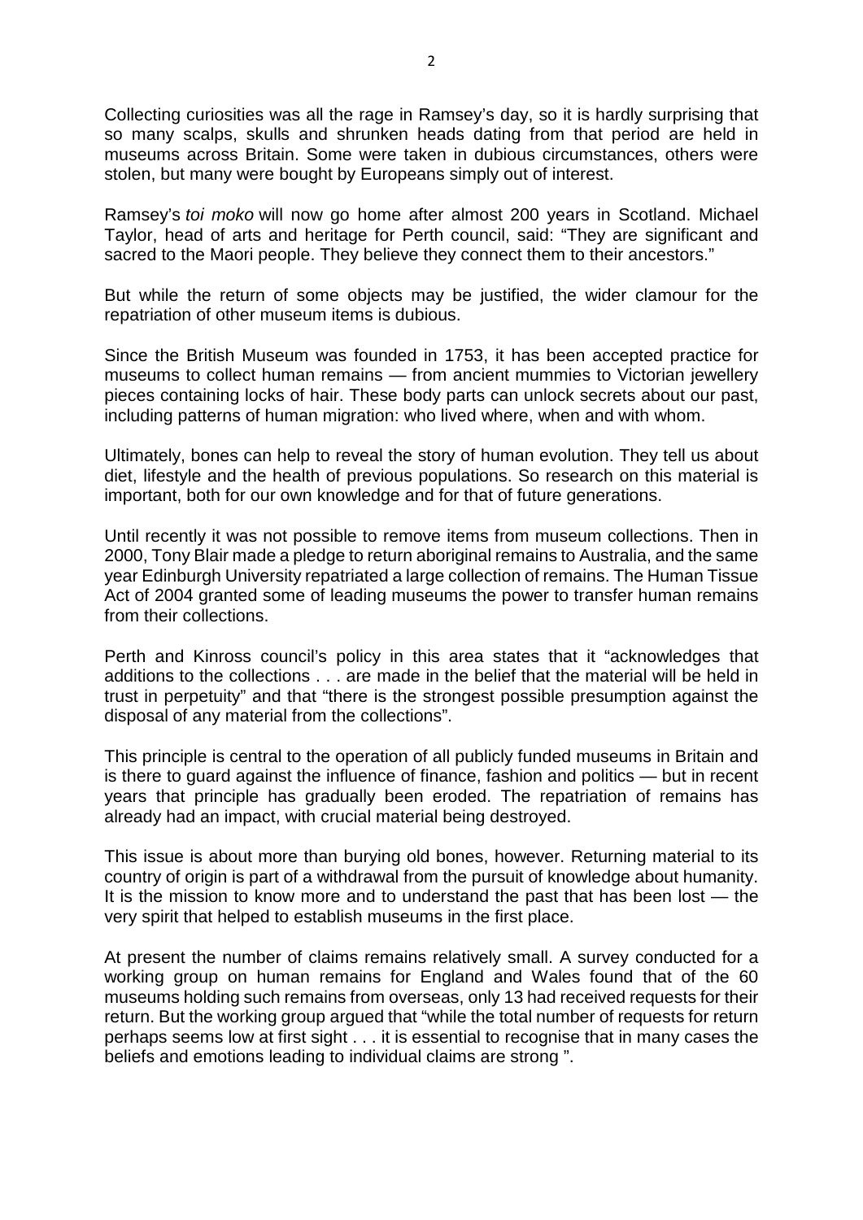Collecting curiosities was all the rage in Ramsey's day, so it is hardly surprising that so many scalps, skulls and shrunken heads dating from that period are held in museums across Britain. Some were taken in dubious circumstances, others were stolen, but many were bought by Europeans simply out of interest.

Ramsey's *toi moko* will now go home after almost 200 years in Scotland. Michael Taylor, head of arts and heritage for Perth council, said: "They are significant and sacred to the Maori people. They believe they connect them to their ancestors."

But while the return of some objects may be justified, the wider clamour for the repatriation of other museum items is dubious.

Since the British Museum was founded in 1753, it has been accepted practice for museums to collect human remains — from ancient mummies to Victorian jewellery pieces containing locks of hair. These body parts can unlock secrets about our past, including patterns of human migration: who lived where, when and with whom.

Ultimately, bones can help to reveal the story of human evolution. They tell us about diet, lifestyle and the health of previous populations. So research on this material is important, both for our own knowledge and for that of future generations.

Until recently it was not possible to remove items from museum collections. Then in 2000, Tony Blair made a pledge to return aboriginal remains to Australia, and the same year Edinburgh University repatriated a large collection of remains. The Human Tissue Act of 2004 granted some of leading museums the power to transfer human remains from their collections.

Perth and Kinross council's policy in this area states that it "acknowledges that additions to the collections . . . are made in the belief that the material will be held in trust in perpetuity" and that "there is the strongest possible presumption against the disposal of any material from the collections".

This principle is central to the operation of all publicly funded museums in Britain and is there to guard against the influence of finance, fashion and politics — but in recent years that principle has gradually been eroded. The repatriation of remains has already had an impact, with crucial material being destroyed.

This issue is about more than burying old bones, however. Returning material to its country of origin is part of a withdrawal from the pursuit of knowledge about humanity. It is the mission to know more and to understand the past that has been lost — the very spirit that helped to establish museums in the first place.

At present the number of claims remains relatively small. A survey conducted for a working group on human remains for England and Wales found that of the 60 museums holding such remains from overseas, only 13 had received requests for their return. But the working group argued that "while the total number of requests for return perhaps seems low at first sight . . . it is essential to recognise that in many cases the beliefs and emotions leading to individual claims are strong ".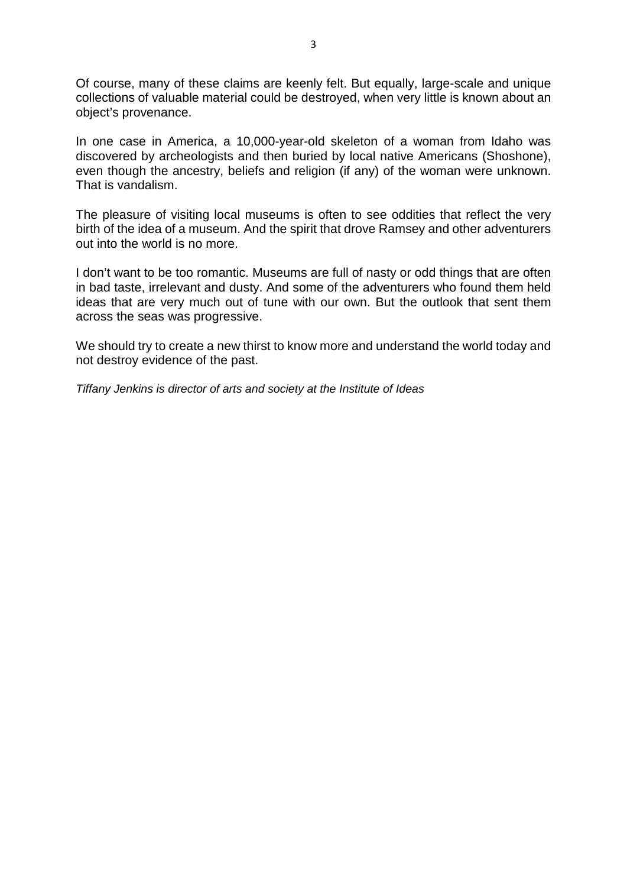Of course, many of these claims are keenly felt. But equally, large-scale and unique collections of valuable material could be destroyed, when very little is known about an object's provenance.

In one case in America, a 10,000-year-old skeleton of a woman from Idaho was discovered by archeologists and then buried by local native Americans (Shoshone), even though the ancestry, beliefs and religion (if any) of the woman were unknown. That is vandalism.

The pleasure of visiting local museums is often to see oddities that reflect the very birth of the idea of a museum. And the spirit that drove Ramsey and other adventurers out into the world is no more.

I don't want to be too romantic. Museums are full of nasty or odd things that are often in bad taste, irrelevant and dusty. And some of the adventurers who found them held ideas that are very much out of tune with our own. But the outlook that sent them across the seas was progressive.

We should try to create a new thirst to know more and understand the world today and not destroy evidence of the past.

*Tiffany Jenkins is director of arts and society at the Institute of Ideas*